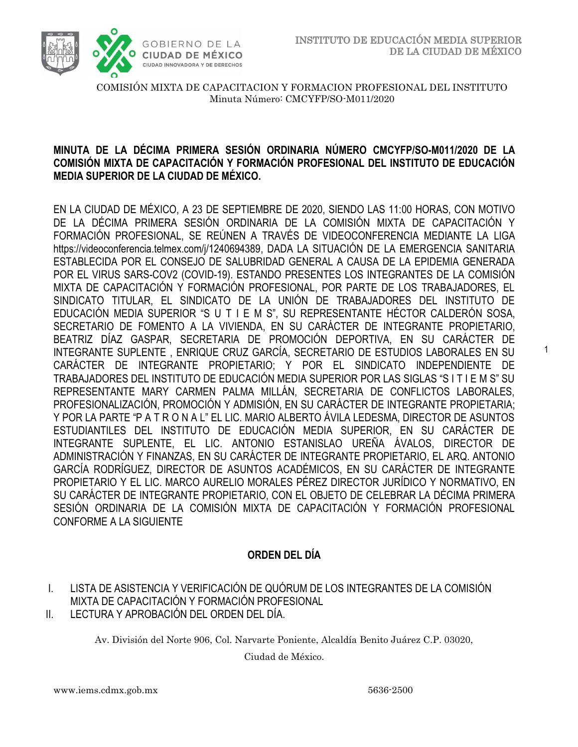COMISIÓN MIXTA DE CAPACITACION Y FORMACION PROFESIONAL DEL INSTITUTO
Minuta Número: CMCYFP/SO-M011/2020

**MINUTA DE LA DÉCIMA PRIMERA SESIÓN ORDINARIA NÚMERO CMCYFP/SO-M011/2020 DE LA COMISIÓN MIXTA DE CAPACITACIÓN Y FORMACIÓN PROFESIONAL DEL INSTITUTO DE EDUCACIÓN MEDIA SUPERIOR DE LA CIUDAD DE MÉXICO.**

EN LA CIUDAD DE MÉXICO, A 23 DE SEPTIEMBRE DE 2020, SIENDO LAS 11:00 HORAS, CON MOTIVO DE LA DÉCIMA PRIMERA SESIÓN ORDINARIA DE LA COMISIÓN MIXTA DE CAPACITACIÓN Y FORMACIÓN PROFESIONAL, SE REÚNEN A TRAVÉS DE VIDEOCONFERENCIA MEDIANTE LA LIGA https://videoconferencia.telmex.com/j/1240694389, DADA LA SITUACIÓN DE LA EMERGENCIA SANITARIA ESTABLECIDA POR EL CONSEJO DE SALUBRIDAD GENERAL A CAUSA DE LA EPIDEMIA GENERADA POR EL VIRUS SARS-COV2 (COVID-19). ESTANDO PRESENTES LOS INTEGRANTES DE LA COMISIÓN MIXTA DE CAPACITACIÓN Y FORMACIÓN PROFESIONAL, POR PARTE DE LOS TRABAJADORES, EL SINDICATO TITULAR, EL SINDICATO DE LA UNIÓN DE TRABAJADORES DEL INSTITUTO DE EDUCACIÓN MEDIA SUPERIOR "S U T I E M S", SU REPRESENTANTE HÉCTOR CALDERÓN SOSA, SECRETARIO DE FOMENTO A LA VIVIENDA, EN SU CARÁCTER DE INTEGRANTE PROPIETARIO, BEATRIZ DÍAZ GASPAR, SECRETARIA DE PROMOCIÓN DEPORTIVA, EN SU CARÁCTER DE INTEGRANTE SUPLENTE , ENRIQUE CRUZ GARCÍA, SECRETARIO DE ESTUDIOS LABORALES EN SU CARÁCTER DE INTEGRANTE PROPIETARIO; Y POR EL SINDICATO INDEPENDIENTE DE TRABAJADORES DEL INSTITUTO DE EDUCACIÓN MEDIA SUPERIOR POR LAS SIGLAS "S I T I E M S" SU REPRESENTANTE MARY CARMEN PALMA MILLÁN, SECRETARIA DE CONFLICTOS LABORALES, PROFESIONALIZACIÓN, PROMOCIÓN Y ADMISIÓN, EN SU CARÁCTER DE INTEGRANTE PROPIETARIA; Y POR LA PARTE "P A T R O N A L" EL LIC. MARIO ALBERTO ÁVILA LEDESMA, DIRECTOR DE ASUNTOS ESTUDIANTILES DEL INSTITUTO DE EDUCACIÓN MEDIA SUPERIOR, EN SU CARÁCTER DE INTEGRANTE SUPLENTE, EL LIC. ANTONIO ESTANISLAO UREÑA ÁVALOS, DIRECTOR DE ADMINISTRACIÓN Y FINANZAS, EN SU CARÁCTER DE INTEGRANTE PROPIETARIO, EL ARQ. ANTONIO GARCÍA RODRÍGUEZ, DIRECTOR DE ASUNTOS ACADÉMICOS, EN SU CARÁCTER DE INTEGRANTE PROPIETARIO Y EL LIC. MARCO AURELIO MORALES PÉREZ DIRECTOR JURÍDICO Y NORMATIVO, EN SU CARÁCTER DE INTEGRANTE PROPIETARIO, CON EL OBJETO DE CELEBRAR LA DÉCIMA PRIMERA SESIÓN ORDINARIA DE LA COMISIÓN MIXTA DE CAPACITACIÓN Y FORMACIÓN PROFESIONAL CONFORME A LA SIGUIENTE

## ORDEN DEL DÍA

I. LISTA DE ASISTENCIA Y VERIFICACIÓN DE QUÓRUM DE LOS INTEGRANTES DE LA COMISIÓN MIXTA DE CAPACITACIÓN Y FORMACIÓN PROFESIONAL
II. LECTURA Y APROBACIÓN DEL ORDEN DEL DÍA.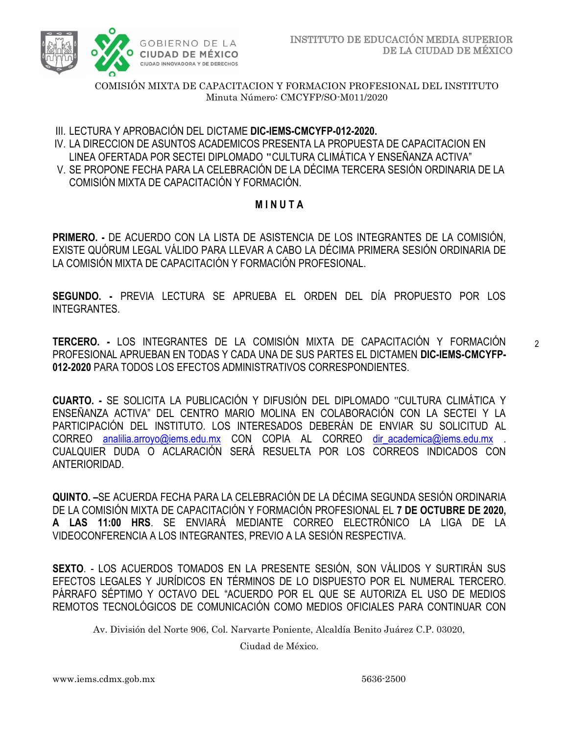COMISIÓN MIXTA DE CAPACITACION Y FORMACION PROFESIONAL DEL INSTITUTO
Minuta Número: CMCYFP/SO-M011/2020

III. LECTURA Y APROBACIÓN DEL DICTAME **DIC-IEMS-CMCYFP-012-2020.**
IV. LA DIRECCION DE ASUNTOS ACADEMICOS PRESENTA LA PROPUESTA DE CAPACITACION EN LINEA OFERTADA POR SECTEI DIPLOMADO "CULTURA CLIMÁTICA Y ENSEÑANZA ACTIVA"
V. SE PROPONE FECHA PARA LA CELEBRACIÓN DE LA DÉCIMA TERCERA SESIÓN ORDINARIA DE LA COMISIÓN MIXTA DE CAPACITACIÓN Y FORMACIÓN.

**M I N U T A**

**PRIMERO. -** DE ACUERDO CON LA LISTA DE ASISTENCIA DE LOS INTEGRANTES DE LA COMISIÓN, EXISTE QUÓRUM LEGAL VÁLIDO PARA LLEVAR A CABO LA DÉCIMA PRIMERA SESIÓN ORDINARIA DE LA COMISIÓN MIXTA DE CAPACITACIÓN Y FORMACIÓN PROFESIONAL.

**SEGUNDO. -** PREVIA LECTURA SE APRUEBA EL ORDEN DEL DÍA PROPUESTO POR LOS INTEGRANTES.

**TERCERO. -** LOS INTEGRANTES DE LA COMISIÓN MIXTA DE CAPACITACIÓN Y FORMACIÓN PROFESIONAL APRUEBAN EN TODAS Y CADA UNA DE SUS PARTES EL DICTAMEN **DIC-IEMS-CMCYFP-012-2020** PARA TODOS LOS EFECTOS ADMINISTRATIVOS CORRESPONDIENTES.

**CUARTO. -** SE SOLICITA LA PUBLICACIÓN Y DIFUSIÓN DEL DIPLOMADO "CULTURA CLIMÁTICA Y ENSEÑANZA ACTIVA" DEL CENTRO MARIO MOLINA EN COLABORACIÓN CON LA SECTEI Y LA PARTICIPACIÓN DEL INSTITUTO. LOS INTERESADOS DEBERÁN DE ENVIAR SU SOLICITUD AL CORREO analilia.arroyo@iems.edu.mx CON COPIA AL CORREO dir_academica@iems.edu.mx . CUALQUIER DUDA O ACLARACIÓN SERÁ RESUELTA POR LOS CORREOS INDICADOS CON ANTERIORIDAD.

**QUINTO. –**SE ACUERDA FECHA PARA LA CELEBRACIÓN DE LA DÉCIMA SEGUNDA SESIÓN ORDINARIA DE LA COMISIÓN MIXTA DE CAPACITACIÓN Y FORMACIÓN PROFESIONAL EL **7 DE OCTUBRE DE 2020, A LAS 11:00 HRS**. SE ENVIARÁ MEDIANTE CORREO ELECTRÓNICO LA LIGA DE LA VIDEOCONFERENCIA A LOS INTEGRANTES, PREVIO A LA SESIÓN RESPECTIVA.

**SEXTO**. - LOS ACUERDOS TOMADOS EN LA PRESENTE SESIÓN, SON VÁLIDOS Y SURTIRÁN SUS EFECTOS LEGALES Y JURÍDICOS EN TÉRMINOS DE LO DISPUESTO POR EL NUMERAL TERCERO. PÁRRAFO SÉPTIMO Y OCTAVO DEL "ACUERDO POR EL QUE SE AUTORIZA EL USO DE MEDIOS REMOTOS TECNOLÓGICOS DE COMUNICACIÓN COMO MEDIOS OFICIALES PARA CONTINUAR CON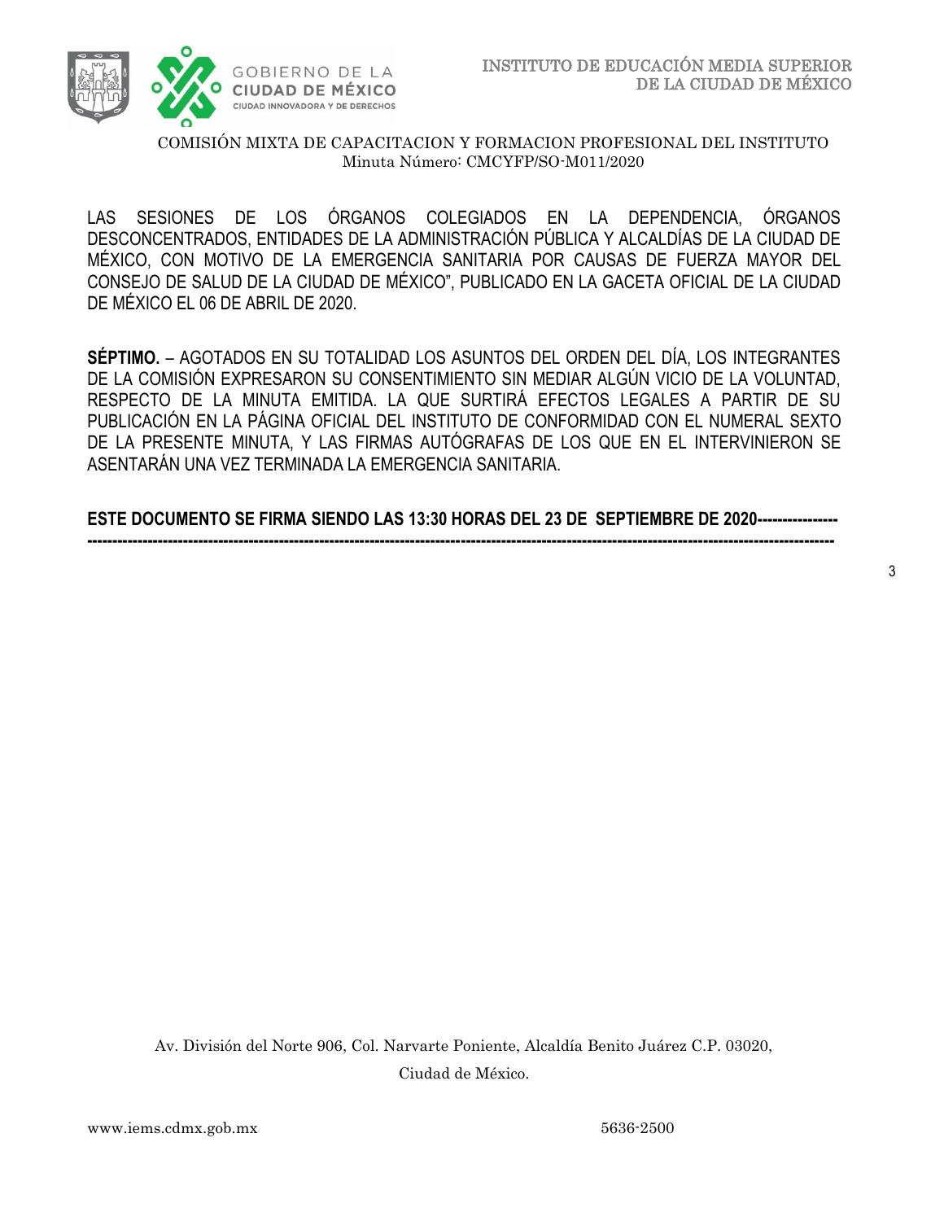LAS SESIONES DE LOS ÓRGANOS COLEGIADOS EN LA DEPENDENCIA, ÓRGANOS DESCONCENTRADOS, ENTIDADES DE LA ADMINISTRACIÓN PÚBLICA Y ALCALDÍAS DE LA CIUDAD DE MÉXICO, CON MOTIVO DE LA EMERGENCIA SANITARIA POR CAUSAS DE FUERZA MAYOR DEL CONSEJO DE SALUD DE LA CIUDAD DE MÉXICO", PUBLICADO EN LA GACETA OFICIAL DE LA CIUDAD DE MÉXICO EL 06 DE ABRIL DE 2020.

**SÉPTIMO.** – AGOTADOS EN SU TOTALIDAD LOS ASUNTOS DEL ORDEN DEL DÍA, LOS INTEGRANTES DE LA COMISIÓN EXPRESARON SU CONSENTIMIENTO SIN MEDIAR ALGÚN VICIO DE LA VOLUNTAD, RESPECTO DE LA MINUTA EMITIDA. LA QUE SURTIRÁ EFECTOS LEGALES A PARTIR DE SU PUBLICACIÓN EN LA PÁGINA OFICIAL DEL INSTITUTO DE CONFORMIDAD CON EL NUMERAL SEXTO DE LA PRESENTE MINUTA, Y LAS FIRMAS AUTÓGRAFAS DE LOS QUE EN EL INTERVINIERON SE ASENTARÁN UNA VEZ TERMINADA LA EMERGENCIA SANITARIA.

**ESTE DOCUMENTO SE FIRMA SIENDO LAS 13:30 HORAS DEL 23 DE SEPTIEMBRE DE 2020-----------------------------------------------------------------------------------------------------------------------------------------------------------**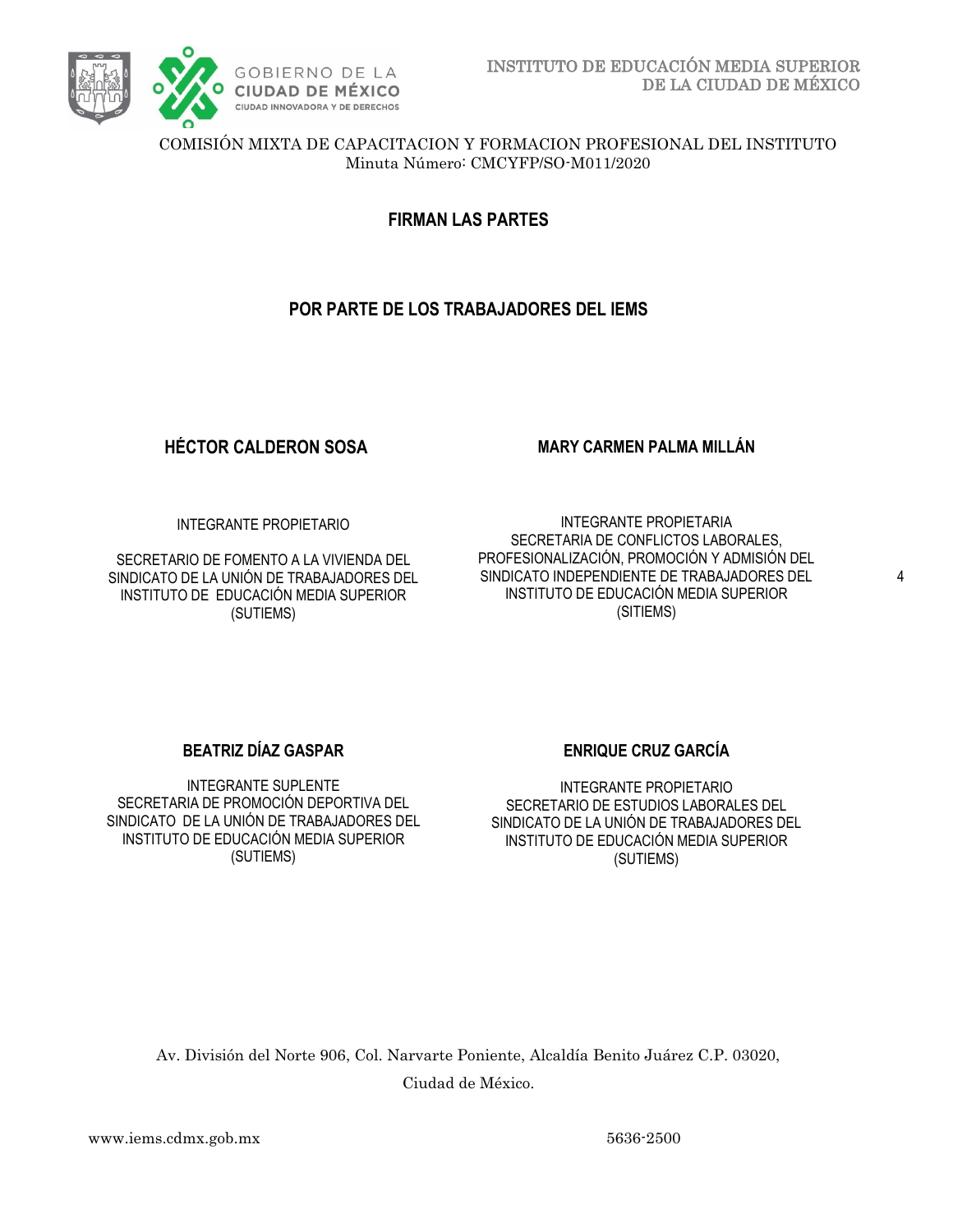COMISIÓN MIXTA DE CAPACITACION Y FORMACION PROFESIONAL DEL INSTITUTO
Minuta Número: CMCYFP/SO-M011/2020

## FIRMAN LAS PARTES

## POR PARTE DE LOS TRABAJADORES DEL IEMS

**HÉCTOR CALDERON SOSA**

INTEGRANTE PROPIETARIO

SECRETARIO DE FOMENTO A LA VIVIENDA DEL SINDICATO DE LA UNIÓN DE TRABAJADORES DEL INSTITUTO DE EDUCACIÓN MEDIA SUPERIOR (SUTIEMS)

**MARY CARMEN PALMA MILLÁN**

INTEGRANTE PROPIETARIA
SECRETARIA DE CONFLICTOS LABORALES, PROFESIONALIZACIÓN, PROMOCIÓN Y ADMISIÓN DEL SINDICATO INDEPENDIENTE DE TRABAJADORES DEL INSTITUTO DE EDUCACIÓN MEDIA SUPERIOR (SITIEMS)

**BEATRIZ DÍAZ GASPAR**

INTEGRANTE SUPLENTE
SECRETARIA DE PROMOCIÓN DEPORTIVA DEL SINDICATO DE LA UNIÓN DE TRABAJADORES DEL INSTITUTO DE EDUCACIÓN MEDIA SUPERIOR (SUTIEMS)

**ENRIQUE CRUZ GARCÍA**

INTEGRANTE PROPIETARIO
SECRETARIO DE ESTUDIOS LABORALES DEL SINDICATO DE LA UNIÓN DE TRABAJADORES DEL INSTITUTO DE EDUCACIÓN MEDIA SUPERIOR (SUTIEMS)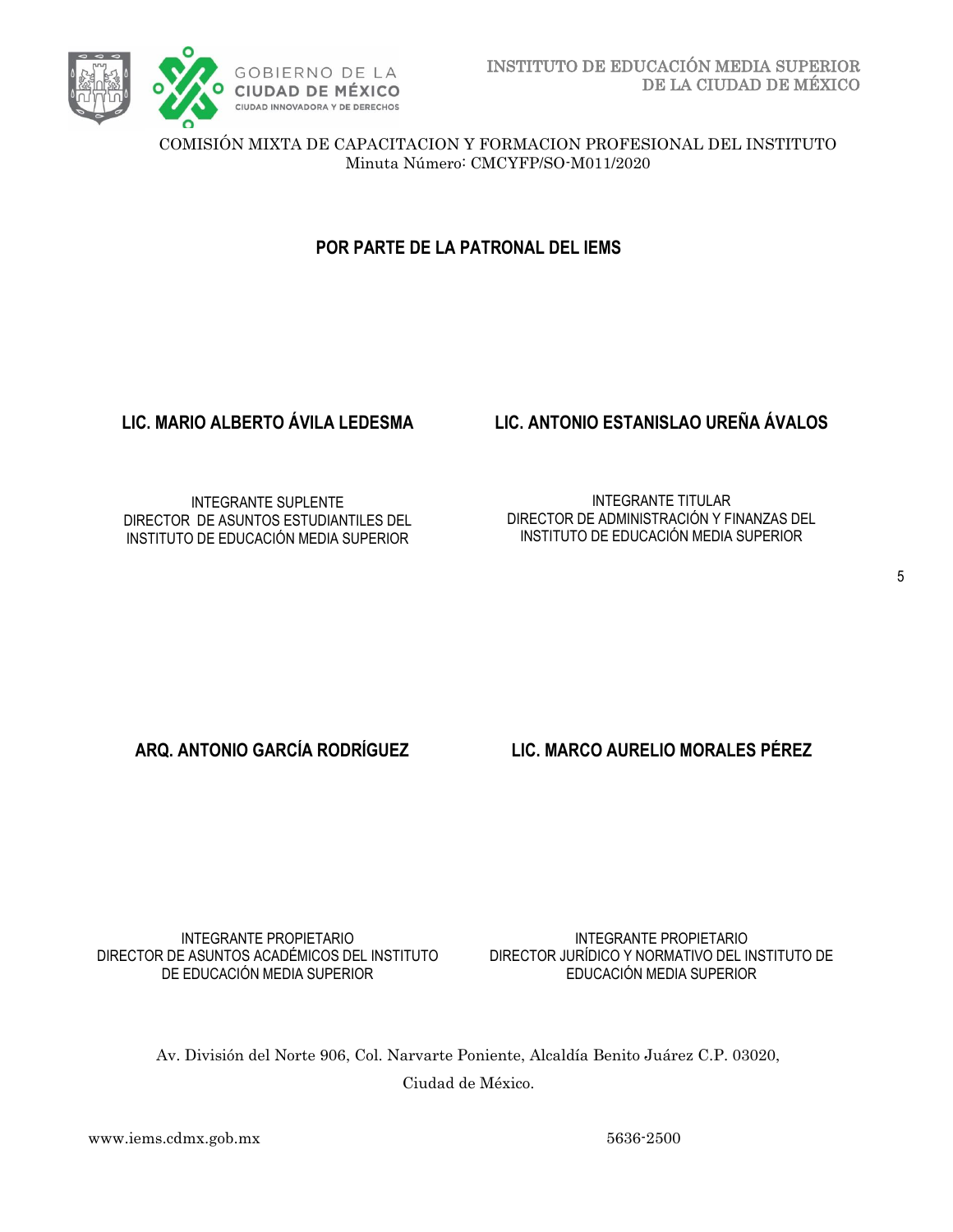## POR PARTE DE LA PATRONAL DEL IEMS

**LIC. MARIO ALBERTO ÁVILA LEDESMA**

INTEGRANTE SUPLENTE
DIRECTOR DE ASUNTOS ESTUDIANTILES DEL INSTITUTO DE EDUCACIÓN MEDIA SUPERIOR

**LIC. ANTONIO ESTANISLAO UREÑA ÁVALOS**

INTEGRANTE TITULAR
DIRECTOR DE ADMINISTRACIÓN Y FINANZAS DEL INSTITUTO DE EDUCACIÓN MEDIA SUPERIOR

**ARQ. ANTONIO GARCÍA RODRÍGUEZ**

INTEGRANTE PROPIETARIO
DIRECTOR DE ASUNTOS ACADÉMICOS DEL INSTITUTO DE EDUCACIÓN MEDIA SUPERIOR

**LIC. MARCO AURELIO MORALES PÉREZ**

INTEGRANTE PROPIETARIO
DIRECTOR JURÍDICO Y NORMATIVO DEL INSTITUTO DE EDUCACIÓN MEDIA SUPERIOR